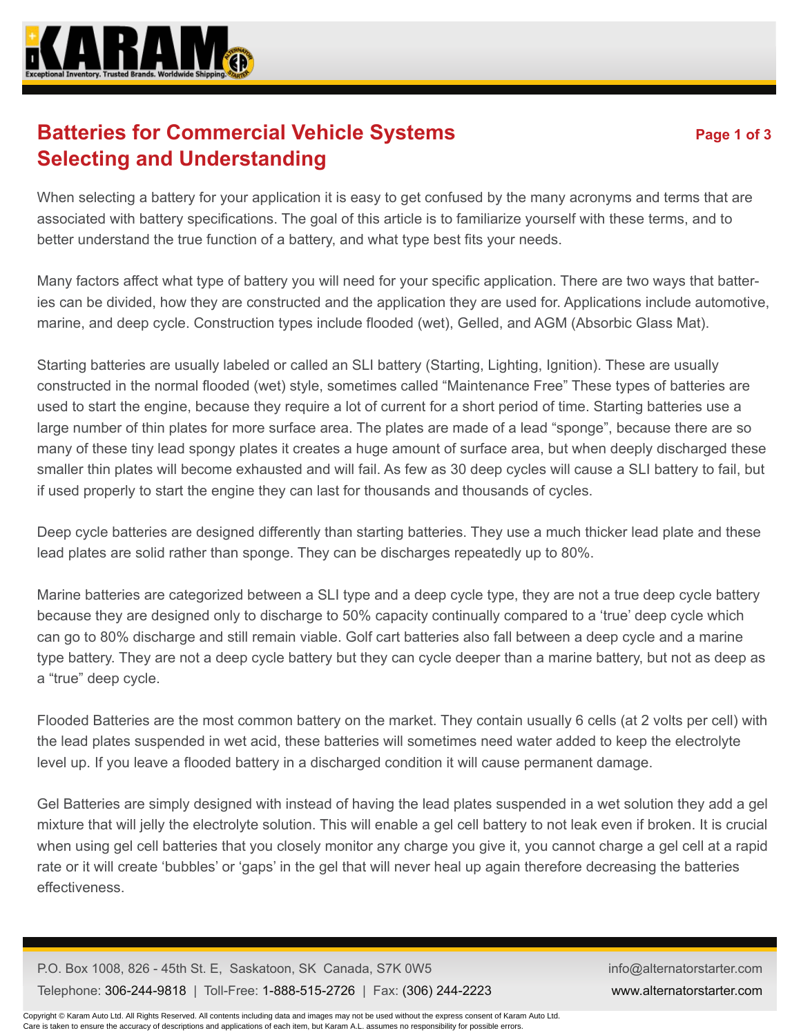# Batteries for Commercial Vehicle Systems
## Selecting and Understanding

When selecting a battery for your application it is easy to get confused by the many acronyms and terms that are associated with battery specifications. The goal of this article is to familiarize yourself with these terms, and to better understand the true function of a battery, and what type best fits your needs.

Many factors affect what type of battery you will need for your specific application. There are two ways that batteries can be divided, how they are constructed and the application they are used for. Applications include automotive, marine, and deep cycle. Construction types include flooded (wet), Gelled, and AGM (Absorbic Glass Mat).

Starting batteries are usually labeled or called an SLI battery (Starting, Lighting, Ignition). These are usually constructed in the normal flooded (wet) style, sometimes called "Maintenance Free" These types of batteries are used to start the engine, because they require a lot of current for a short period of time. Starting batteries use a large number of thin plates for more surface area. The plates are made of a lead "sponge", because there are so many of these tiny lead spongy plates it creates a huge amount of surface area, but when deeply discharged these smaller thin plates will become exhausted and will fail. As few as 30 deep cycles will cause a SLI battery to fail, but if used properly to start the engine they can last for thousands and thousands of cycles.

Deep cycle batteries are designed differently than starting batteries. They use a much thicker lead plate and these lead plates are solid rather than sponge. They can be discharges repeatedly up to 80%.

Marine batteries are categorized between a SLI type and a deep cycle type, they are not a true deep cycle battery because they are designed only to discharge to 50% capacity continually compared to a 'true' deep cycle which can go to 80% discharge and still remain viable. Golf cart batteries also fall between a deep cycle and a marine type battery. They are not a deep cycle battery but they can cycle deeper than a marine battery, but not as deep as a "true" deep cycle.

Flooded Batteries are the most common battery on the market. They contain usually 6 cells (at 2 volts per cell) with the lead plates suspended in wet acid, these batteries will sometimes need water added to keep the electrolyte level up. If you leave a flooded battery in a discharged condition it will cause permanent damage.

Gel Batteries are simply designed with instead of having the lead plates suspended in a wet solution they add a gel mixture that will jelly the electrolyte solution. This will enable a gel cell battery to not leak even if broken. It is crucial when using gel cell batteries that you closely monitor any charge you give it, you cannot charge a gel cell at a rapid rate or it will create 'bubbles' or 'gaps' in the gel that will never heal up again therefore decreasing the batteries effectiveness.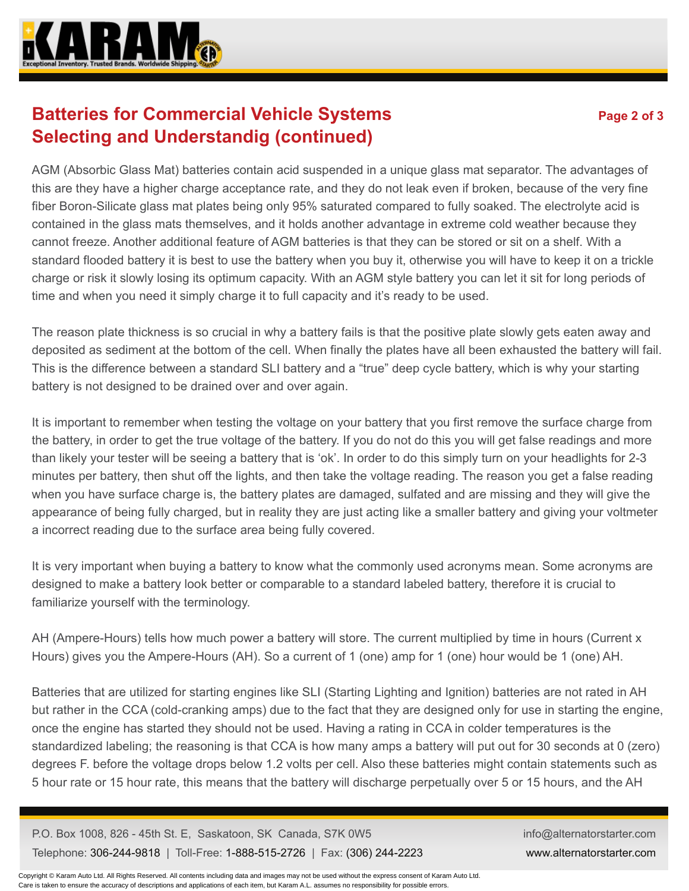## Batteries for Commercial Vehicle Systems Selecting and Understandig (continued)

AGM (Absorbic Glass Mat) batteries contain acid suspended in a unique glass mat separator. The advantages of this are they have a higher charge acceptance rate, and they do not leak even if broken, because of the very fine fiber Boron-Silicate glass mat plates being only 95% saturated compared to fully soaked. The electrolyte acid is contained in the glass mats themselves, and it holds another advantage in extreme cold weather because they cannot freeze. Another additional feature of AGM batteries is that they can be stored or sit on a shelf. With a standard flooded battery it is best to use the battery when you buy it, otherwise you will have to keep it on a trickle charge or risk it slowly losing its optimum capacity. With an AGM style battery you can let it sit for long periods of time and when you need it simply charge it to full capacity and it's ready to be used.

The reason plate thickness is so crucial in why a battery fails is that the positive plate slowly gets eaten away and deposited as sediment at the bottom of the cell. When finally the plates have all been exhausted the battery will fail. This is the difference between a standard SLI battery and a "true" deep cycle battery, which is why your starting battery is not designed to be drained over and over again.

It is important to remember when testing the voltage on your battery that you first remove the surface charge from the battery, in order to get the true voltage of the battery. If you do not do this you will get false readings and more than likely your tester will be seeing a battery that is 'ok'. In order to do this simply turn on your headlights for 2-3 minutes per battery, then shut off the lights, and then take the voltage reading. The reason you get a false reading when you have surface charge is, the battery plates are damaged, sulfated and are missing and they will give the appearance of being fully charged, but in reality they are just acting like a smaller battery and giving your voltmeter a incorrect reading due to the surface area being fully covered.

It is very important when buying a battery to know what the commonly used acronyms mean. Some acronyms are designed to make a battery look better or comparable to a standard labeled battery, therefore it is crucial to familiarize yourself with the terminology.

AH (Ampere-Hours) tells how much power a battery will store. The current multiplied by time in hours (Current x Hours) gives you the Ampere-Hours (AH). So a current of 1 (one) amp for 1 (one) hour would be 1 (one) AH.

Batteries that are utilized for starting engines like SLI (Starting Lighting and Ignition) batteries are not rated in AH but rather in the CCA (cold-cranking amps) due to the fact that they are designed only for use in starting the engine, once the engine has started they should not be used. Having a rating in CCA in colder temperatures is the standardized labeling; the reasoning is that CCA is how many amps a battery will put out for 30 seconds at 0 (zero) degrees F. before the voltage drops below 1.2 volts per cell. Also these batteries might contain statements such as 5 hour rate or 15 hour rate, this means that the battery will discharge perpetually over 5 or 15 hours, and the AH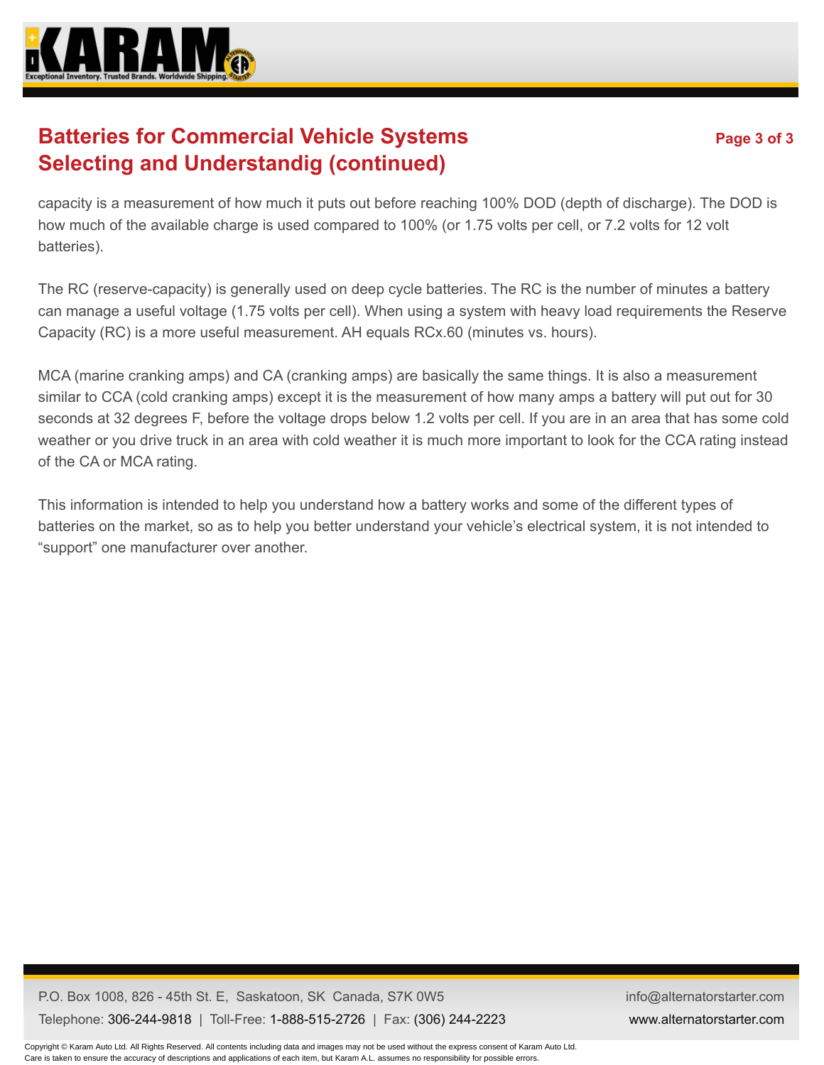## Batteries for Commercial Vehicle Systems Selecting and Understandig (continued)

capacity is a measurement of how much it puts out before reaching 100% DOD (depth of discharge). The DOD is how much of the available charge is used compared to 100% (or 1.75 volts per cell, or 7.2 volts for 12 volt batteries).

The RC (reserve-capacity) is generally used on deep cycle batteries. The RC is the number of minutes a battery can manage a useful voltage (1.75 volts per cell). When using a system with heavy load requirements the Reserve Capacity (RC) is a more useful measurement. AH equals RCx.60 (minutes vs. hours).

MCA (marine cranking amps) and CA (cranking amps) are basically the same things. It is also a measurement similar to CCA (cold cranking amps) except it is the measurement of how many amps a battery will put out for 30 seconds at 32 degrees F, before the voltage drops below 1.2 volts per cell. If you are in an area that has some cold weather or you drive truck in an area with cold weather it is much more important to look for the CCA rating instead of the CA or MCA rating.

This information is intended to help you understand how a battery works and some of the different types of batteries on the market, so as to help you better understand your vehicle's electrical system, it is not intended to "support" one manufacturer over another.